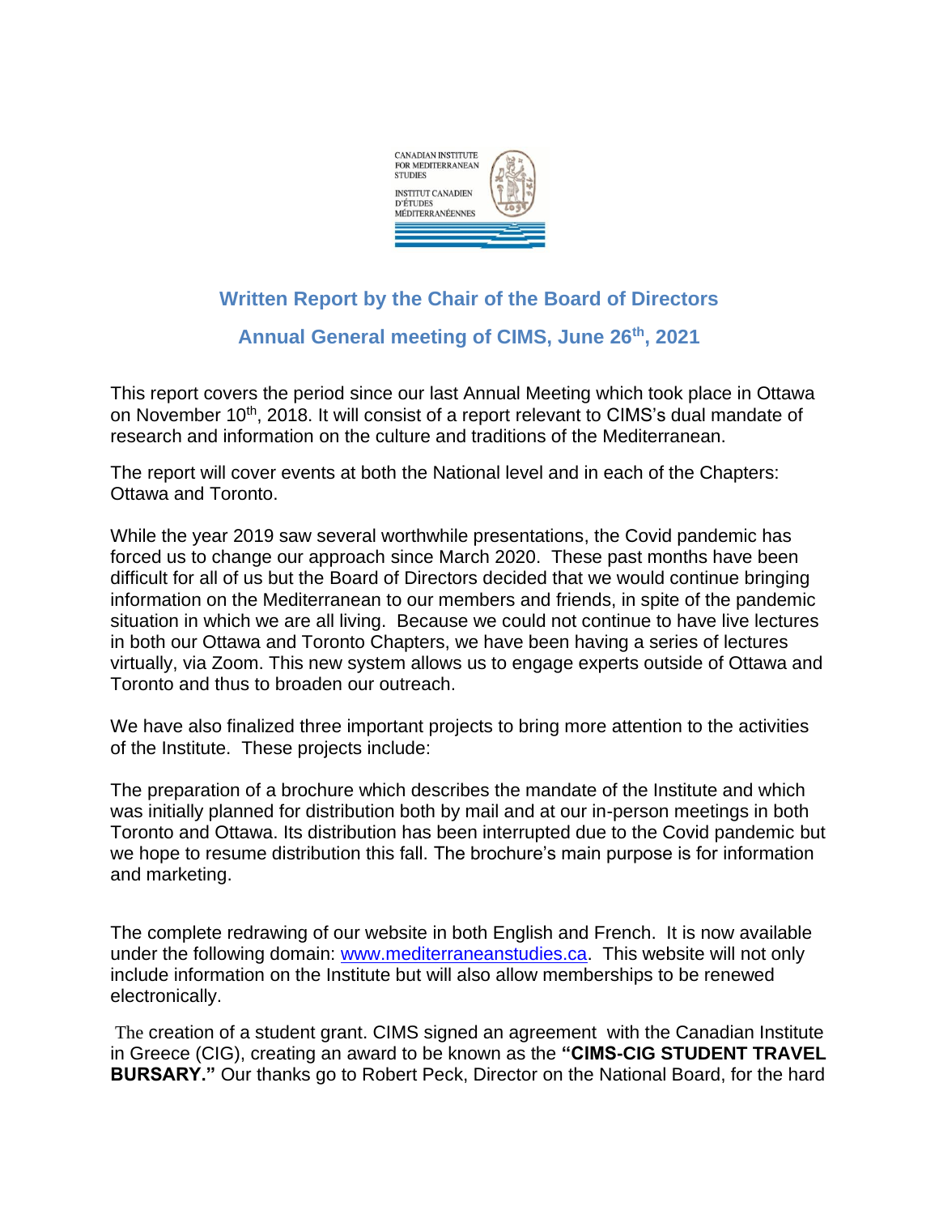CANADIAN INSTITUTE FOR MEDITERRANEAN STUDIES

INSTITUT CANADIEN D'ÉTUDES MÉDITERRANÉENNES

## Written Report by the Chair of the Board of Directors

## Annual General meeting of CIMS, June 26th, 2021

This report covers the period since our last Annual Meeting which took place in Ottawa on November 10th, 2018. It will consist of a report relevant to CIMS's dual mandate of research and information on the culture and traditions of the Mediterranean.

The report will cover events at both the National level and in each of the Chapters: Ottawa and Toronto.

While the year 2019 saw several worthwhile presentations, the Covid pandemic has forced us to change our approach since March 2020. These past months have been difficult for all of us but the Board of Directors decided that we would continue bringing information on the Mediterranean to our members and friends, in spite of the pandemic situation in which we are all living. Because we could not continue to have live lectures in both our Ottawa and Toronto Chapters, we have been having a series of lectures virtually, via Zoom. This new system allows us to engage experts outside of Ottawa and Toronto and thus to broaden our outreach.

We have also finalized three important projects to bring more attention to the activities of the Institute. These projects include:

The preparation of a brochure which describes the mandate of the Institute and which was initially planned for distribution both by mail and at our in-person meetings in both Toronto and Ottawa. Its distribution has been interrupted due to the Covid pandemic but we hope to resume distribution this fall. The brochure's main purpose is for information and marketing.

The complete redrawing of our website in both English and French. It is now available under the following domain: www.mediterraneanstudies.ca. This website will not only include information on the Institute but will also allow memberships to be renewed electronically.

The creation of a student grant. CIMS signed an agreement with the Canadian Institute in Greece (CIG), creating an award to be known as the **"CIMS-CIG STUDENT TRAVEL BURSARY."** Our thanks go to Robert Peck, Director on the National Board, for the hard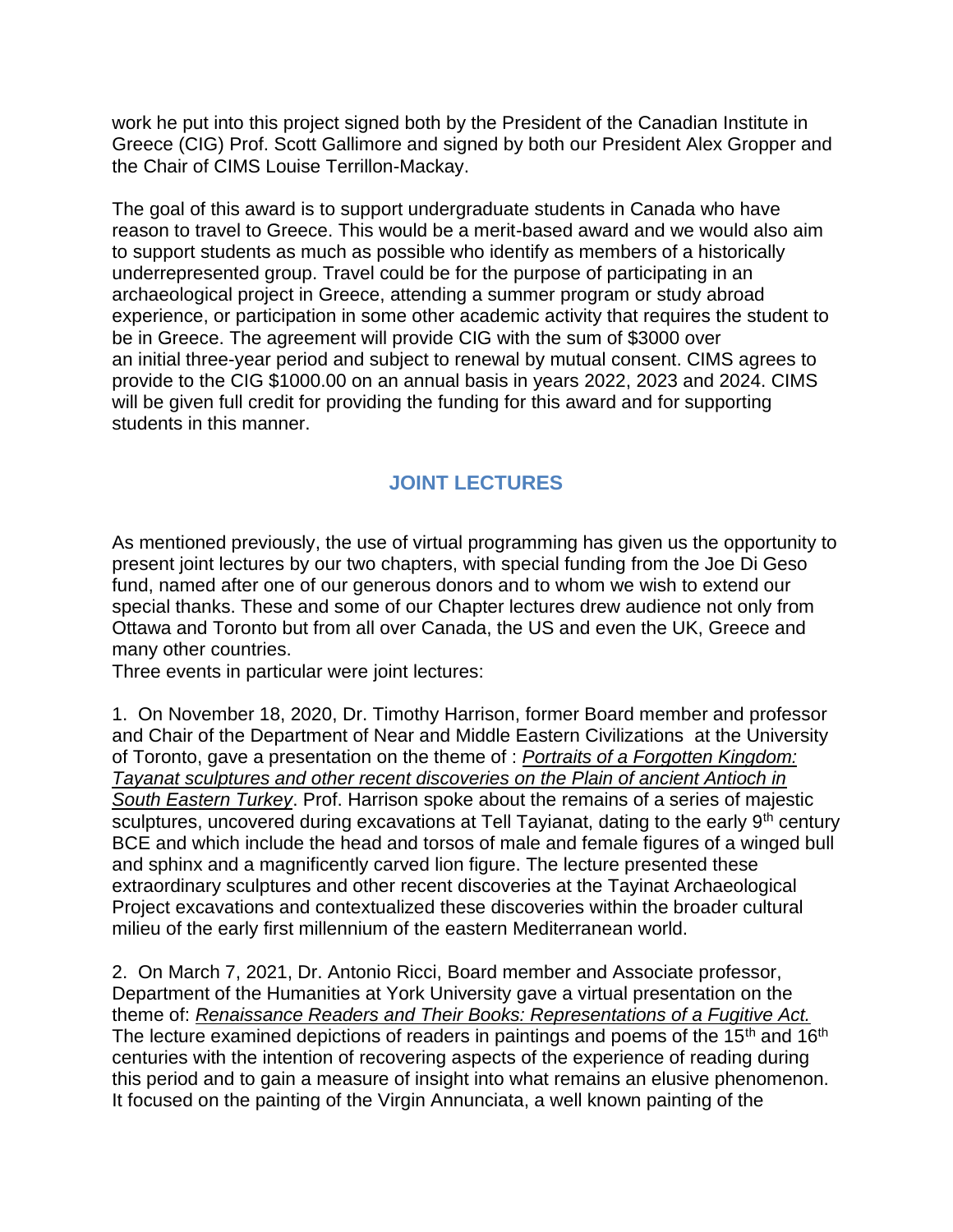work he put into this project signed both by the President of the Canadian Institute in Greece (CIG) Prof. Scott Gallimore and signed by both our President Alex Gropper and the Chair of CIMS Louise Terrillon-Mackay.

The goal of this award is to support undergraduate students in Canada who have reason to travel to Greece. This would be a merit-based award and we would also aim to support students as much as possible who identify as members of a historically underrepresented group. Travel could be for the purpose of participating in an archaeological project in Greece, attending a summer program or study abroad experience, or participation in some other academic activity that requires the student to be in Greece. The agreement will provide CIG with the sum of $3000 over an initial three-year period and subject to renewal by mutual consent. CIMS agrees to provide to the CIG $1000.00 on an annual basis in years 2022, 2023 and 2024. CIMS will be given full credit for providing the funding for this award and for supporting students in this manner.

## JOINT LECTURES

As mentioned previously, the use of virtual programming has given us the opportunity to present joint lectures by our two chapters, with special funding from the Joe Di Geso fund, named after one of our generous donors and to whom we wish to extend our special thanks. These and some of our Chapter lectures drew audience not only from Ottawa and Toronto but from all over Canada, the US and even the UK, Greece and many other countries.

Three events in particular were joint lectures:

1. On November 18, 2020, Dr. Timothy Harrison, former Board member and professor and Chair of the Department of Near and Middle Eastern Civilizations at the University of Toronto, gave a presentation on the theme of : *Portraits of a Forgotten Kingdom: Tayanat sculptures and other recent discoveries on the Plain of ancient Antioch in South Eastern Turkey*. Prof. Harrison spoke about the remains of a series of majestic sculptures, uncovered during excavations at Tell Tayianat, dating to the early 9th century BCE and which include the head and torsos of male and female figures of a winged bull and sphinx and a magnificently carved lion figure. The lecture presented these extraordinary sculptures and other recent discoveries at the Tayinat Archaeological Project excavations and contextualized these discoveries within the broader cultural milieu of the early first millennium of the eastern Mediterranean world.

2. On March 7, 2021, Dr. Antonio Ricci, Board member and Associate professor, Department of the Humanities at York University gave a virtual presentation on the theme of: *Renaissance Readers and Their Books: Representations of a Fugitive Act.* The lecture examined depictions of readers in paintings and poems of the 15th and 16th centuries with the intention of recovering aspects of the experience of reading during this period and to gain a measure of insight into what remains an elusive phenomenon. It focused on the painting of the Virgin Annunciata, a well known painting of the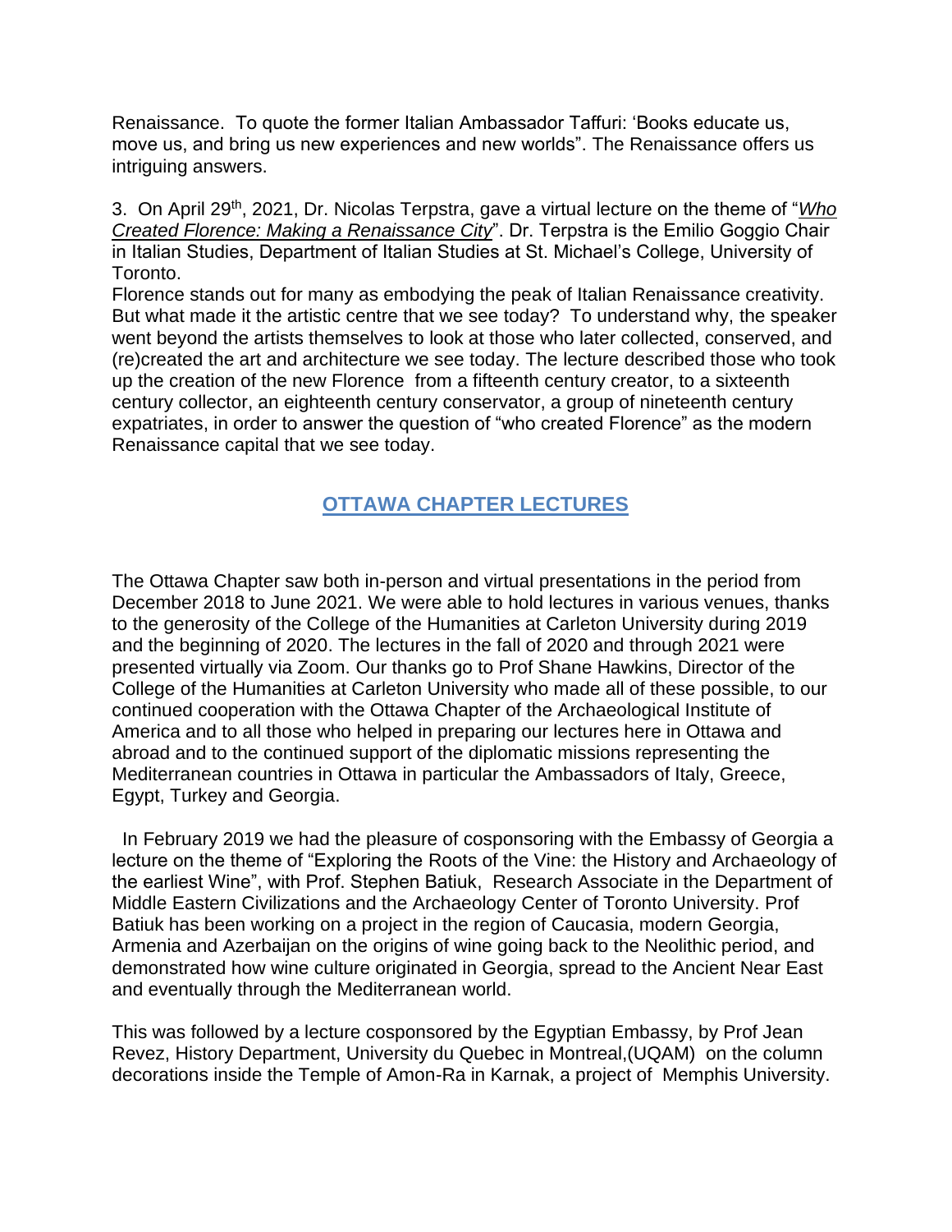Renaissance. To quote the former Italian Ambassador Taffuri: 'Books educate us, move us, and bring us new experiences and new worlds". The Renaissance offers us intriguing answers.

3. On April 29th, 2021, Dr. Nicolas Terpstra, gave a virtual lecture on the theme of "*Who Created Florence: Making a Renaissance City*". Dr. Terpstra is the Emilio Goggio Chair in Italian Studies, Department of Italian Studies at St. Michael's College, University of Toronto.

Florence stands out for many as embodying the peak of Italian Renaissance creativity. But what made it the artistic centre that we see today? To understand why, the speaker went beyond the artists themselves to look at those who later collected, conserved, and (re)created the art and architecture we see today. The lecture described those who took up the creation of the new Florence from a fifteenth century creator, to a sixteenth century collector, an eighteenth century conservator, a group of nineteenth century expatriates, in order to answer the question of "who created Florence" as the modern Renaissance capital that we see today.

## OTTAWA CHAPTER LECTURES

The Ottawa Chapter saw both in-person and virtual presentations in the period from December 2018 to June 2021. We were able to hold lectures in various venues, thanks to the generosity of the College of the Humanities at Carleton University during 2019 and the beginning of 2020. The lectures in the fall of 2020 and through 2021 were presented virtually via Zoom. Our thanks go to Prof Shane Hawkins, Director of the College of the Humanities at Carleton University who made all of these possible, to our continued cooperation with the Ottawa Chapter of the Archaeological Institute of America and to all those who helped in preparing our lectures here in Ottawa and abroad and to the continued support of the diplomatic missions representing the Mediterranean countries in Ottawa in particular the Ambassadors of Italy, Greece, Egypt, Turkey and Georgia.

In February 2019 we had the pleasure of cosponsoring with the Embassy of Georgia a lecture on the theme of "Exploring the Roots of the Vine: the History and Archaeology of the earliest Wine", with Prof. Stephen Batiuk, Research Associate in the Department of Middle Eastern Civilizations and the Archaeology Center of Toronto University. Prof Batiuk has been working on a project in the region of Caucasia, modern Georgia, Armenia and Azerbaijan on the origins of wine going back to the Neolithic period, and demonstrated how wine culture originated in Georgia, spread to the Ancient Near East and eventually through the Mediterranean world.

This was followed by a lecture cosponsored by the Egyptian Embassy, by Prof Jean Revez, History Department, University du Quebec in Montreal,(UQAM) on the column decorations inside the Temple of Amon-Ra in Karnak, a project of Memphis University.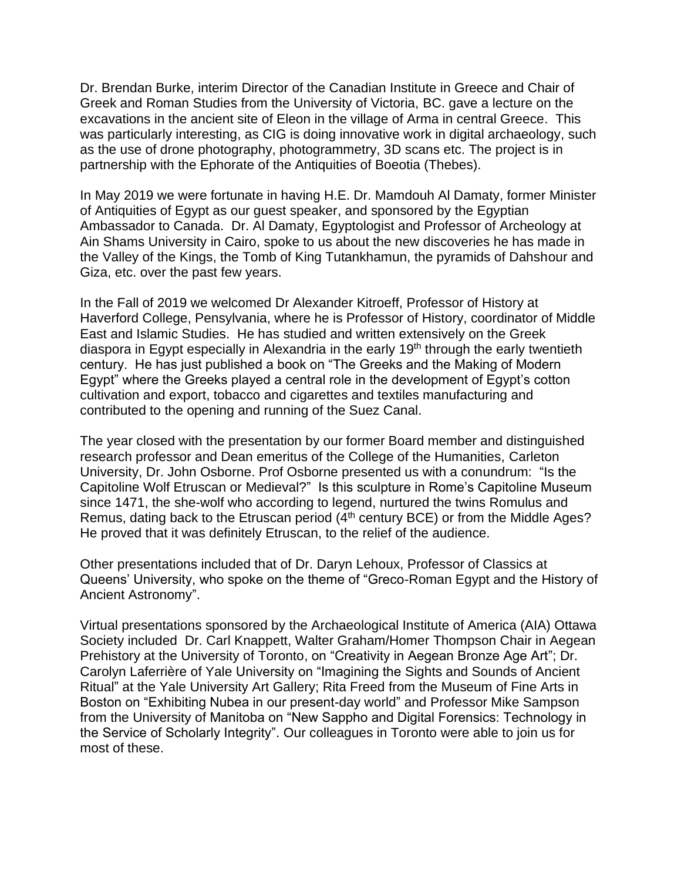Dr. Brendan Burke, interim Director of the Canadian Institute in Greece and Chair of Greek and Roman Studies from the University of Victoria, BC. gave a lecture on the excavations in the ancient site of Eleon in the village of Arma in central Greece. This was particularly interesting, as CIG is doing innovative work in digital archaeology, such as the use of drone photography, photogrammetry, 3D scans etc. The project is in partnership with the Ephorate of the Antiquities of Boeotia (Thebes).

In May 2019 we were fortunate in having H.E. Dr. Mamdouh Al Damaty, former Minister of Antiquities of Egypt as our guest speaker, and sponsored by the Egyptian Ambassador to Canada. Dr. Al Damaty, Egyptologist and Professor of Archeology at Ain Shams University in Cairo, spoke to us about the new discoveries he has made in the Valley of the Kings, the Tomb of King Tutankhamun, the pyramids of Dahshour and Giza, etc. over the past few years.

In the Fall of 2019 we welcomed Dr Alexander Kitroeff, Professor of History at Haverford College, Pensylvania, where he is Professor of History, coordinator of Middle East and Islamic Studies. He has studied and written extensively on the Greek diaspora in Egypt especially in Alexandria in the early 19th through the early twentieth century. He has just published a book on "The Greeks and the Making of Modern Egypt" where the Greeks played a central role in the development of Egypt's cotton cultivation and export, tobacco and cigarettes and textiles manufacturing and contributed to the opening and running of the Suez Canal.

The year closed with the presentation by our former Board member and distinguished research professor and Dean emeritus of the College of the Humanities, Carleton University, Dr. John Osborne. Prof Osborne presented us with a conundrum: "Is the Capitoline Wolf Etruscan or Medieval?" Is this sculpture in Rome's Capitoline Museum since 1471, the she-wolf who according to legend, nurtured the twins Romulus and Remus, dating back to the Etruscan period (4th century BCE) or from the Middle Ages? He proved that it was definitely Etruscan, to the relief of the audience.

Other presentations included that of Dr. Daryn Lehoux, Professor of Classics at Queens' University, who spoke on the theme of "Greco-Roman Egypt and the History of Ancient Astronomy".

Virtual presentations sponsored by the Archaeological Institute of America (AIA) Ottawa Society included Dr. Carl Knappett, Walter Graham/Homer Thompson Chair in Aegean Prehistory at the University of Toronto, on "Creativity in Aegean Bronze Age Art"; Dr. Carolyn Laferrière of Yale University on "Imagining the Sights and Sounds of Ancient Ritual" at the Yale University Art Gallery; Rita Freed from the Museum of Fine Arts in Boston on "Exhibiting Nubea in our present-day world" and Professor Mike Sampson from the University of Manitoba on "New Sappho and Digital Forensics: Technology in the Service of Scholarly Integrity". Our colleagues in Toronto were able to join us for most of these.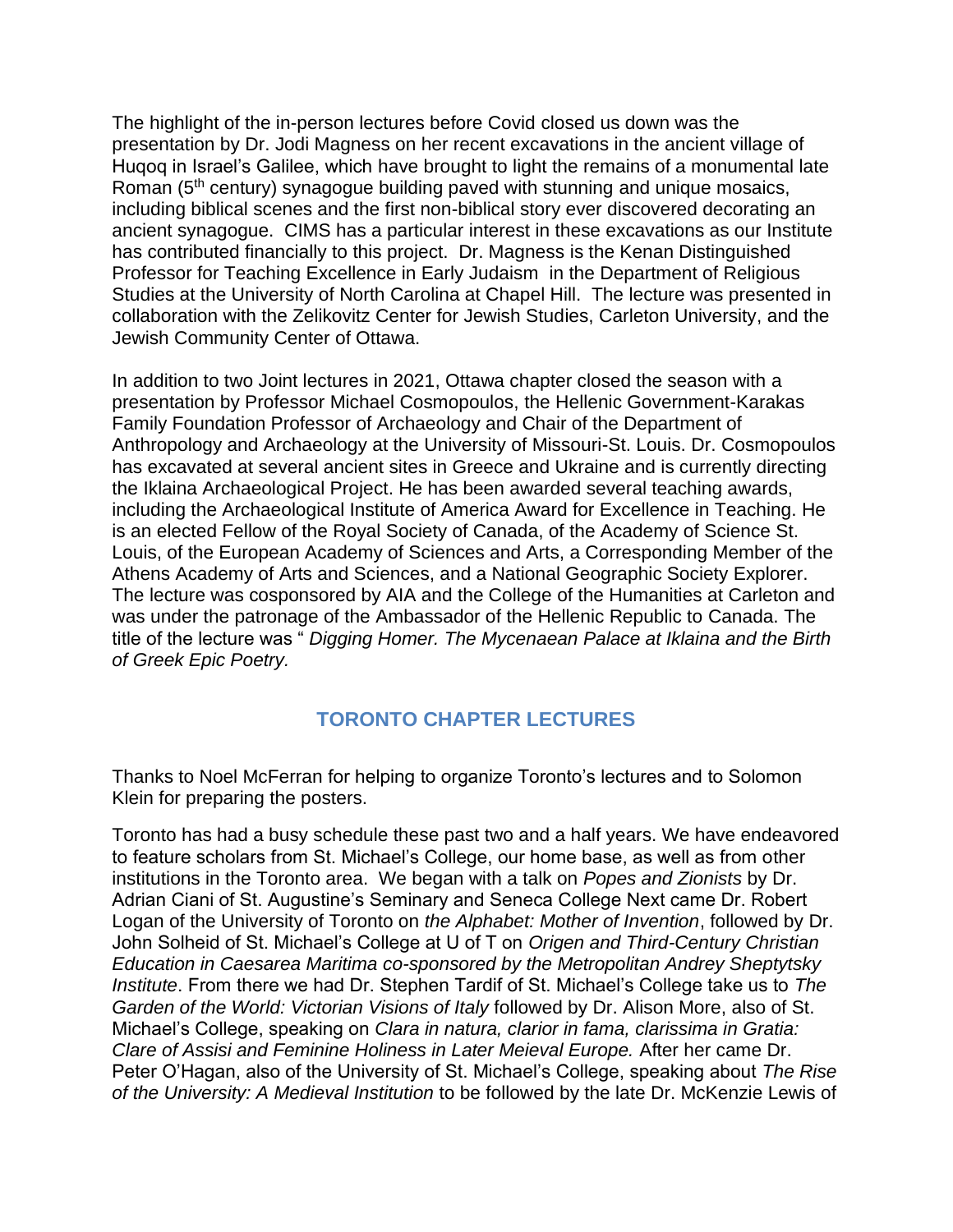The highlight of the in-person lectures before Covid closed us down was the presentation by Dr. Jodi Magness on her recent excavations in the ancient village of Huqoq in Israel's Galilee, which have brought to light the remains of a monumental late Roman (5th century) synagogue building paved with stunning and unique mosaics, including biblical scenes and the first non-biblical story ever discovered decorating an ancient synagogue. CIMS has a particular interest in these excavations as our Institute has contributed financially to this project. Dr. Magness is the Kenan Distinguished Professor for Teaching Excellence in Early Judaism in the Department of Religious Studies at the University of North Carolina at Chapel Hill. The lecture was presented in collaboration with the Zelikovitz Center for Jewish Studies, Carleton University, and the Jewish Community Center of Ottawa.

In addition to two Joint lectures in 2021, Ottawa chapter closed the season with a presentation by Professor Michael Cosmopoulos, the Hellenic Government-Karakas Family Foundation Professor of Archaeology and Chair of the Department of Anthropology and Archaeology at the University of Missouri-St. Louis. Dr. Cosmopoulos has excavated at several ancient sites in Greece and Ukraine and is currently directing the Iklaina Archaeological Project. He has been awarded several teaching awards, including the Archaeological Institute of America Award for Excellence in Teaching. He is an elected Fellow of the Royal Society of Canada, of the Academy of Science St. Louis, of the European Academy of Sciences and Arts, a Corresponding Member of the Athens Academy of Arts and Sciences, and a National Geographic Society Explorer. The lecture was cosponsored by AIA and the College of the Humanities at Carleton and was under the patronage of the Ambassador of the Hellenic Republic to Canada. The title of the lecture was " *Digging Homer. The Mycenaean Palace at Iklaina and the Birth of Greek Epic Poetry.*

## TORONTO CHAPTER LECTURES

Thanks to Noel McFerran for helping to organize Toronto's lectures and to Solomon Klein for preparing the posters.

Toronto has had a busy schedule these past two and a half years. We have endeavored to feature scholars from St. Michael's College, our home base, as well as from other institutions in the Toronto area. We began with a talk on *Popes and Zionists* by Dr. Adrian Ciani of St. Augustine's Seminary and Seneca College Next came Dr. Robert Logan of the University of Toronto on *the Alphabet: Mother of Invention*, followed by Dr. John Solheid of St. Michael's College at U of T on *Origen and Third-Century Christian Education in Caesarea Maritima co-sponsored by the Metropolitan Andrey Sheptytsky Institute*. From there we had Dr. Stephen Tardif of St. Michael's College take us to *The Garden of the World: Victorian Visions of Italy* followed by Dr. Alison More, also of St. Michael's College, speaking on *Clara in natura, clarior in fama, clarissima in Gratia: Clare of Assisi and Feminine Holiness in Later Meieval Europe.* After her came Dr. Peter O'Hagan, also of the University of St. Michael's College, speaking about *The Rise of the University: A Medieval Institution* to be followed by the late Dr. McKenzie Lewis of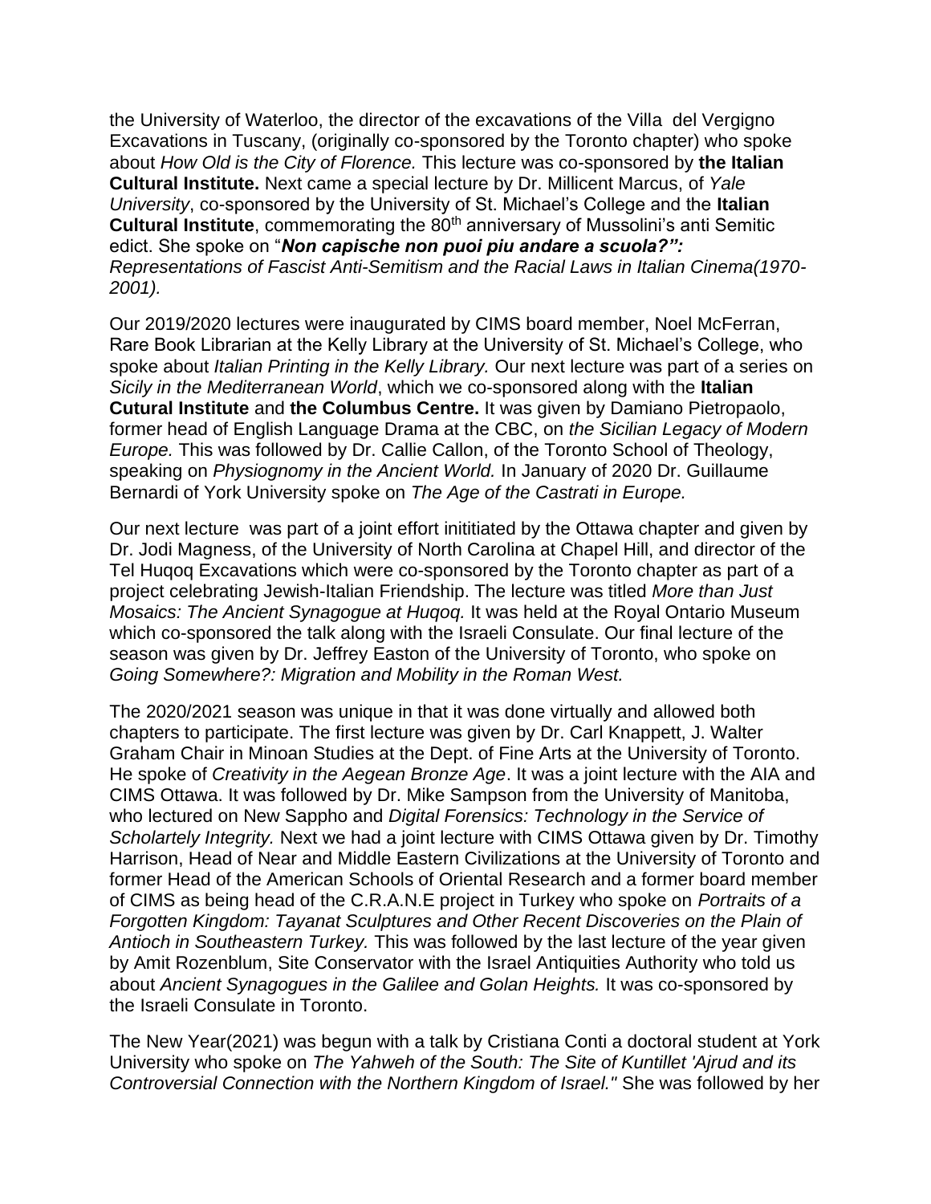the University of Waterloo, the director of the excavations of the Villa del Vergigno Excavations in Tuscany, (originally co-sponsored by the Toronto chapter) who spoke about *How Old is the City of Florence.* This lecture was co-sponsored by **the Italian Cultural Institute.** Next came a special lecture by Dr. Millicent Marcus, of *Yale University*, co-sponsored by the University of St. Michael's College and the **Italian Cultural Institute**, commemorating the 80th anniversary of Mussolini's anti Semitic edict. She spoke on "***Non capische non puoi piu andare a scuola?":*** *Representations of Fascist Anti-Semitism and the Racial Laws in Italian Cinema(1970-2001).*

Our 2019/2020 lectures were inaugurated by CIMS board member, Noel McFerran, Rare Book Librarian at the Kelly Library at the University of St. Michael's College, who spoke about *Italian Printing in the Kelly Library.* Our next lecture was part of a series on *Sicily in the Mediterranean World*, which we co-sponsored along with the **Italian Cutural Institute** and **the Columbus Centre.** It was given by Damiano Pietropaolo, former head of English Language Drama at the CBC, on *the Sicilian Legacy of Modern Europe.* This was followed by Dr. Callie Callon, of the Toronto School of Theology, speaking on *Physiognomy in the Ancient World.* In January of 2020 Dr. Guillaume Bernardi of York University spoke on *The Age of the Castrati in Europe.*

Our next lecture was part of a joint effort inititiated by the Ottawa chapter and given by Dr. Jodi Magness, of the University of North Carolina at Chapel Hill, and director of the Tel Huqoq Excavations which were co-sponsored by the Toronto chapter as part of a project celebrating Jewish-Italian Friendship. The lecture was titled *More than Just Mosaics: The Ancient Synagogue at Huqoq.* It was held at the Royal Ontario Museum which co-sponsored the talk along with the Israeli Consulate. Our final lecture of the season was given by Dr. Jeffrey Easton of the University of Toronto, who spoke on *Going Somewhere?: Migration and Mobility in the Roman West.*

The 2020/2021 season was unique in that it was done virtually and allowed both chapters to participate. The first lecture was given by Dr. Carl Knappett, J. Walter Graham Chair in Minoan Studies at the Dept. of Fine Arts at the University of Toronto. He spoke of *Creativity in the Aegean Bronze Age*. It was a joint lecture with the AIA and CIMS Ottawa. It was followed by Dr. Mike Sampson from the University of Manitoba, who lectured on New Sappho and *Digital Forensics: Technology in the Service of Scholartely Integrity.* Next we had a joint lecture with CIMS Ottawa given by Dr. Timothy Harrison, Head of Near and Middle Eastern Civilizations at the University of Toronto and former Head of the American Schools of Oriental Research and a former board member of CIMS as being head of the C.R.A.N.E project in Turkey who spoke on *Portraits of a Forgotten Kingdom: Tayanat Sculptures and Other Recent Discoveries on the Plain of Antioch in Southeastern Turkey.* This was followed by the last lecture of the year given by Amit Rozenblum, Site Conservator with the Israel Antiquities Authority who told us about *Ancient Synagogues in the Galilee and Golan Heights.* It was co-sponsored by the Israeli Consulate in Toronto.

The New Year(2021) was begun with a talk by Cristiana Conti a doctoral student at York University who spoke on *The Yahweh of the South: The Site of Kuntillet 'Ajrud and its Controversial Connection with the Northern Kingdom of Israel."* She was followed by her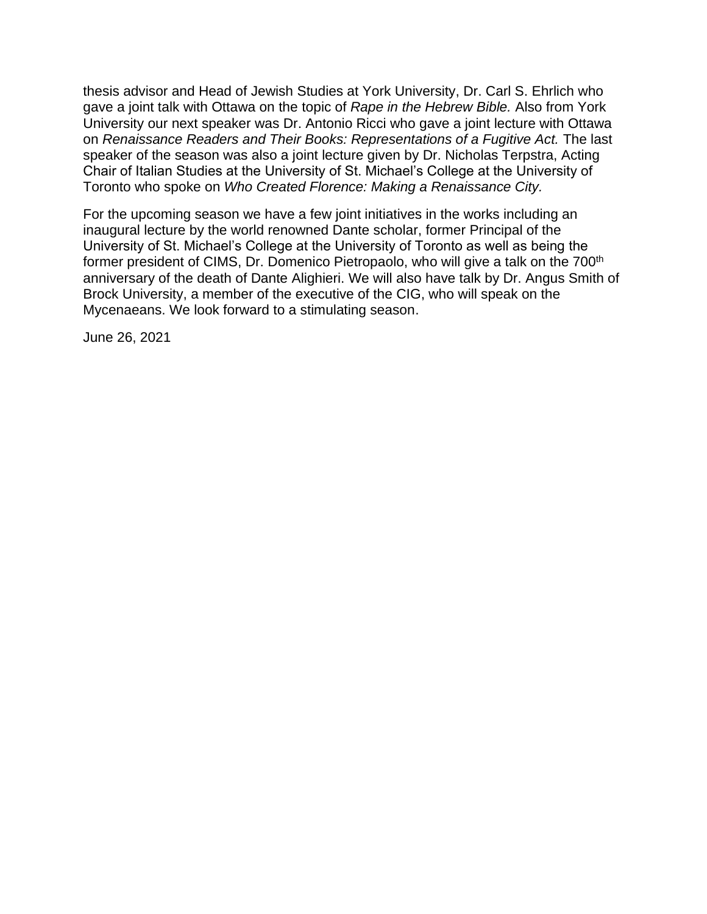thesis advisor and Head of Jewish Studies at York University, Dr. Carl S. Ehrlich who gave a joint talk with Ottawa on the topic of *Rape in the Hebrew Bible.* Also from York University our next speaker was Dr. Antonio Ricci who gave a joint lecture with Ottawa on *Renaissance Readers and Their Books: Representations of a Fugitive Act.* The last speaker of the season was also a joint lecture given by Dr. Nicholas Terpstra, Acting Chair of Italian Studies at the University of St. Michael's College at the University of Toronto who spoke on *Who Created Florence: Making a Renaissance City.*

For the upcoming season we have a few joint initiatives in the works including an inaugural lecture by the world renowned Dante scholar, former Principal of the University of St. Michael's College at the University of Toronto as well as being the former president of CIMS, Dr. Domenico Pietropaolo, who will give a talk on the 700th anniversary of the death of Dante Alighieri. We will also have talk by Dr. Angus Smith of Brock University, a member of the executive of the CIG, who will speak on the Mycenaeans. We look forward to a stimulating season.

June 26, 2021